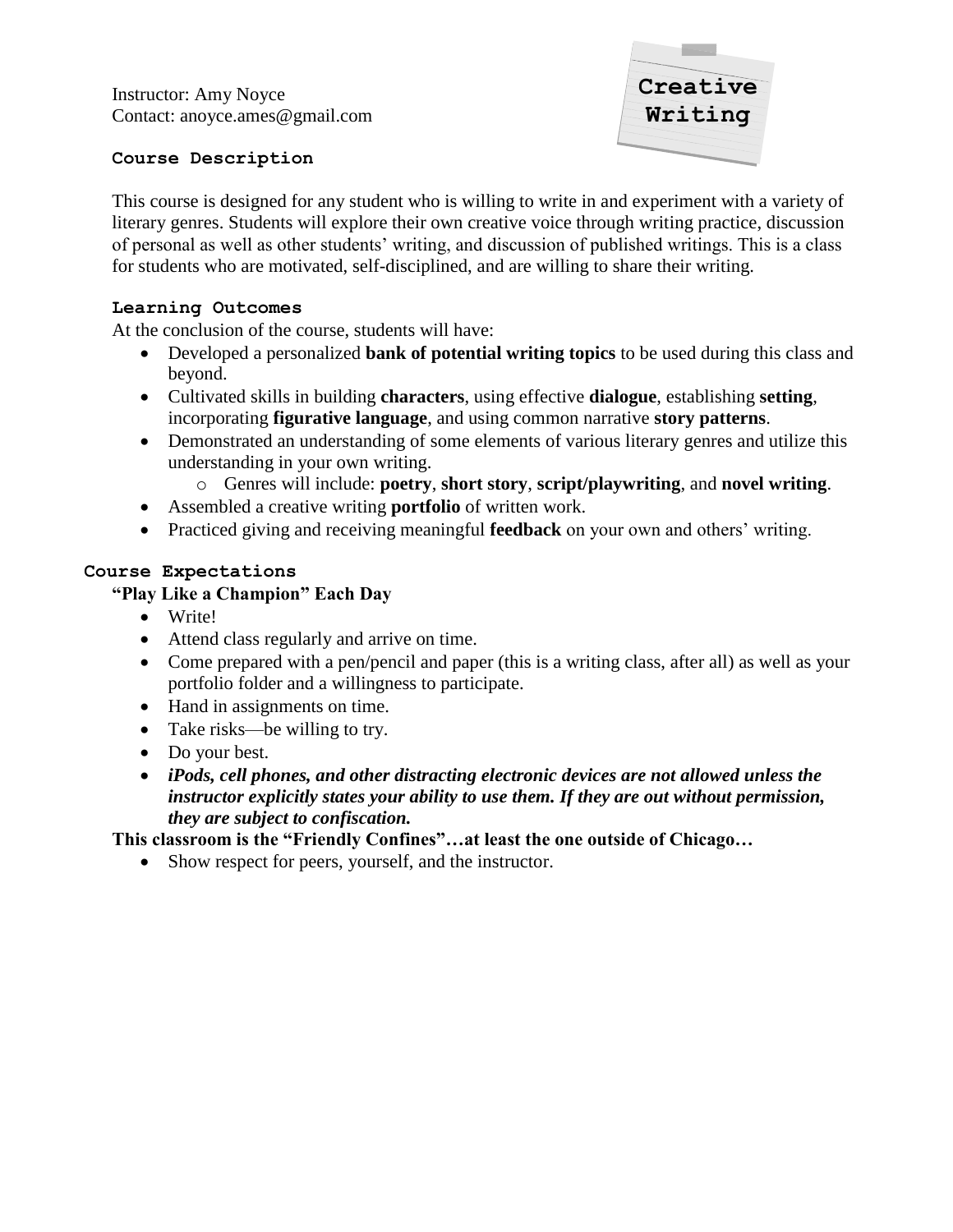# Creative Writing

Instructor: Amy Noyce
Contact: anoyce.ames@gmail.com

## Course Description

This course is designed for any student who is willing to write in and experiment with a variety of literary genres. Students will explore their own creative voice through writing practice, discussion of personal as well as other students' writing, and discussion of published writings. This is a class for students who are motivated, self-disciplined, and are willing to share their writing.

## Learning Outcomes

At the conclusion of the course, students will have:

- Developed a personalized **bank of potential writing topics** to be used during this class and beyond.
- Cultivated skills in building **characters**, using effective **dialogue**, establishing **setting**, incorporating **figurative language**, and using common narrative **story patterns**.
- Demonstrated an understanding of some elements of various literary genres and utilize this understanding in your own writing.
  - Genres will include: **poetry**, **short story**, **script/playwriting**, and **novel writing**.
- Assembled a creative writing **portfolio** of written work.
- Practiced giving and receiving meaningful **feedback** on your own and others' writing.

## Course Expectations

### "Play Like a Champion" Each Day

- Write!
- Attend class regularly and arrive on time.
- Come prepared with a pen/pencil and paper (this is a writing class, after all) as well as your portfolio folder and a willingness to participate.
- Hand in assignments on time.
- Take risks—be willing to try.
- Do your best.
- ***iPods, cell phones, and other distracting electronic devices are not allowed unless the instructor explicitly states your ability to use them. If they are out without permission, they are subject to confiscation.***

### This classroom is the "Friendly Confines"…at least the one outside of Chicago…

- Show respect for peers, yourself, and the instructor.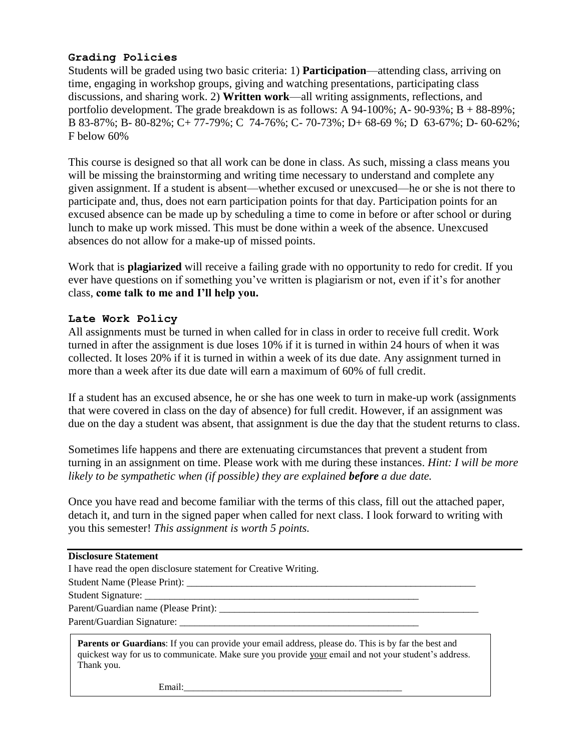### Grading Policies

Students will be graded using two basic criteria: 1) **Participation**—attending class, arriving on time, engaging in workshop groups, giving and watching presentations, participating class discussions, and sharing work. 2) **Written work**—all writing assignments, reflections, and portfolio development. The grade breakdown is as follows: A 94-100%; A- 90-93%; B + 88-89%; B 83-87%; B- 80-82%; C+ 77-79%; C 74-76%; C- 70-73%; D+ 68-69 %; D 63-67%; D- 60-62%; F below 60%

This course is designed so that all work can be done in class. As such, missing a class means you will be missing the brainstorming and writing time necessary to understand and complete any given assignment. If a student is absent—whether excused or unexcused—he or she is not there to participate and, thus, does not earn participation points for that day. Participation points for an excused absence can be made up by scheduling a time to come in before or after school or during lunch to make up work missed. This must be done within a week of the absence. Unexcused absences do not allow for a make-up of missed points.

Work that is **plagiarized** will receive a failing grade with no opportunity to redo for credit. If you ever have questions on if something you've written is plagiarism or not, even if it's for another class, **come talk to me and I'll help you.**

### Late Work Policy

All assignments must be turned in when called for in class in order to receive full credit. Work turned in after the assignment is due loses 10% if it is turned in within 24 hours of when it was collected. It loses 20% if it is turned in within a week of its due date. Any assignment turned in more than a week after its due date will earn a maximum of 60% of full credit.

If a student has an excused absence, he or she has one week to turn in make-up work (assignments that were covered in class on the day of absence) for full credit. However, if an assignment was due on the day a student was absent, that assignment is due the day that the student returns to class.

Sometimes life happens and there are extenuating circumstances that prevent a student from turning in an assignment on time. Please work with me during these instances. *Hint: I will be more likely to be sympathetic when (if possible) they are explained **before** a due date.*

Once you have read and become familiar with the terms of this class, fill out the attached paper, detach it, and turn in the signed paper when called for next class. I look forward to writing with you this semester! *This assignment is worth 5 points.*

---

**Disclosure Statement**

I have read the open disclosure statement for Creative Writing.

Student Name (Please Print): ____________________________________________________________

Student Signature: ________________________________________________________

Parent/Guardian name (Please Print): ______________________________________________________

Parent/Guardian Signature: __________________________________________________

**Parents or Guardians**: If you can provide your email address, please do. This is by far the best and quickest way for us to communicate. Make sure you provide your email and not your student's address. Thank you.

Email:______________________________________________